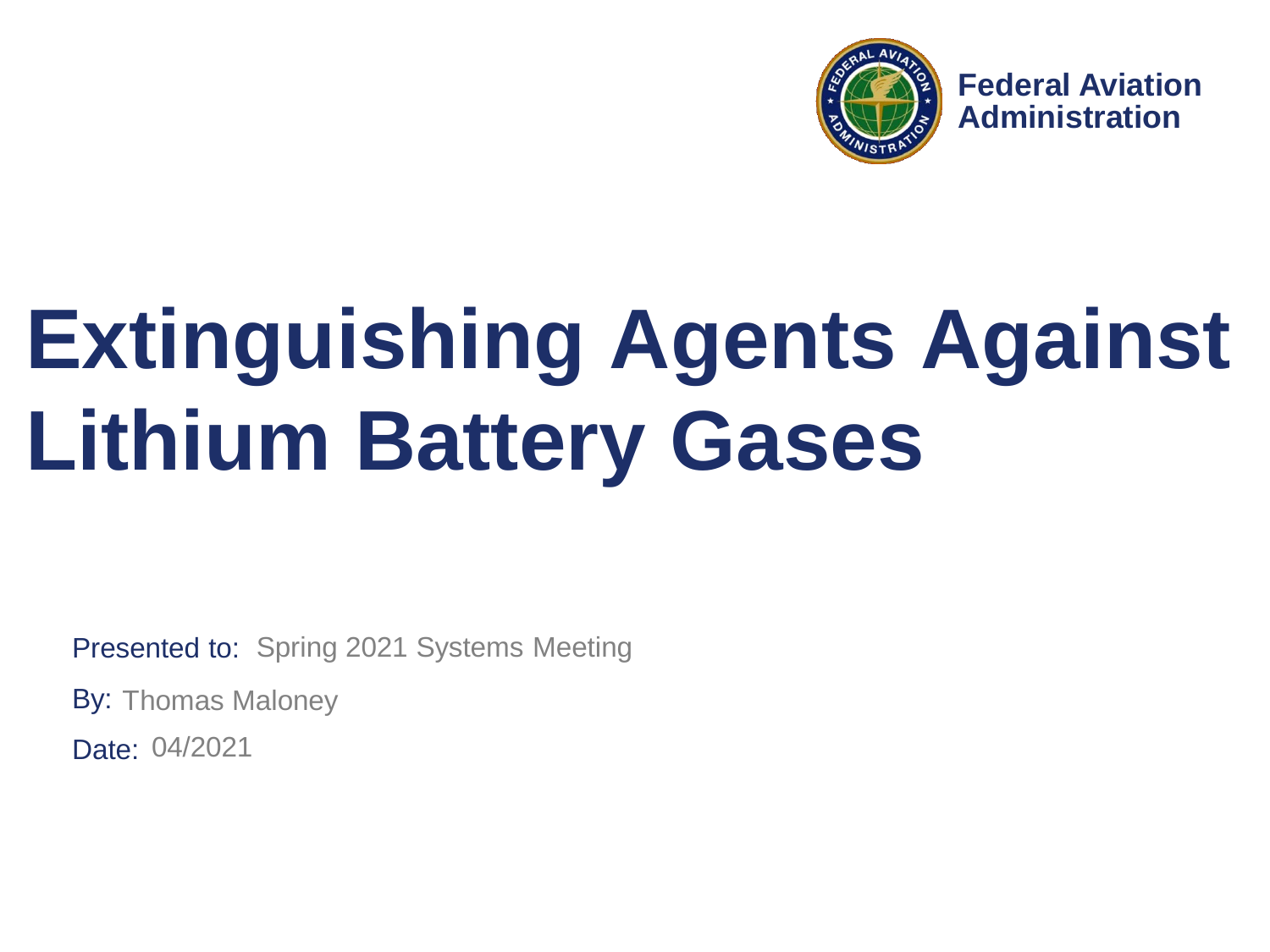Federal Aviation Administration

# Extinguishing Agents Against Lithium Battery Gases

Presented to: Spring 2021 Systems Meeting

By: Thomas Maloney

Date: 04/2021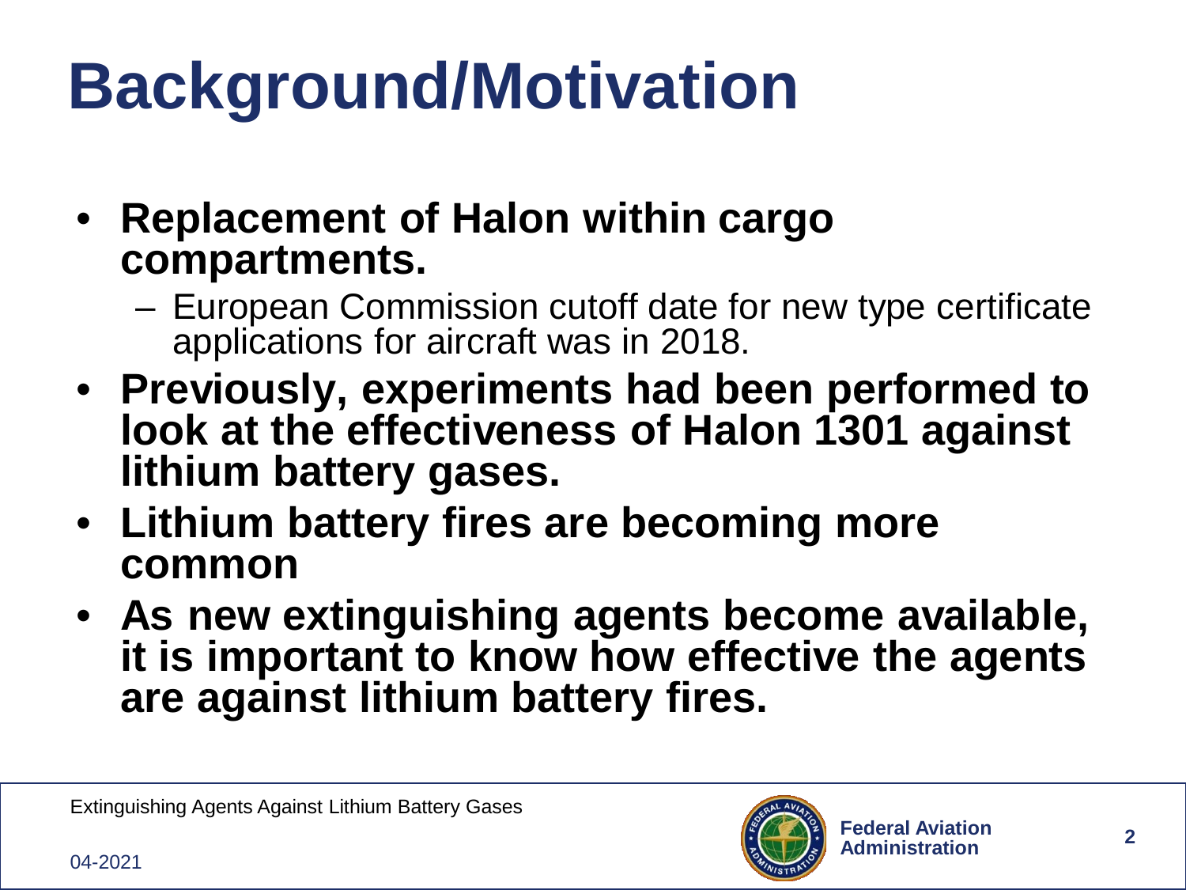# Background/Motivation

- **Replacement of Halon within cargo compartments.**
  - European Commission cutoff date for new type certificate applications for aircraft was in 2018.
- **Previously, experiments had been performed to look at the effectiveness of Halon 1301 against lithium battery gases.**
- **Lithium battery fires are becoming more common**
- **As new extinguishing agents become available, it is important to know how effective the agents are against lithium battery fires.**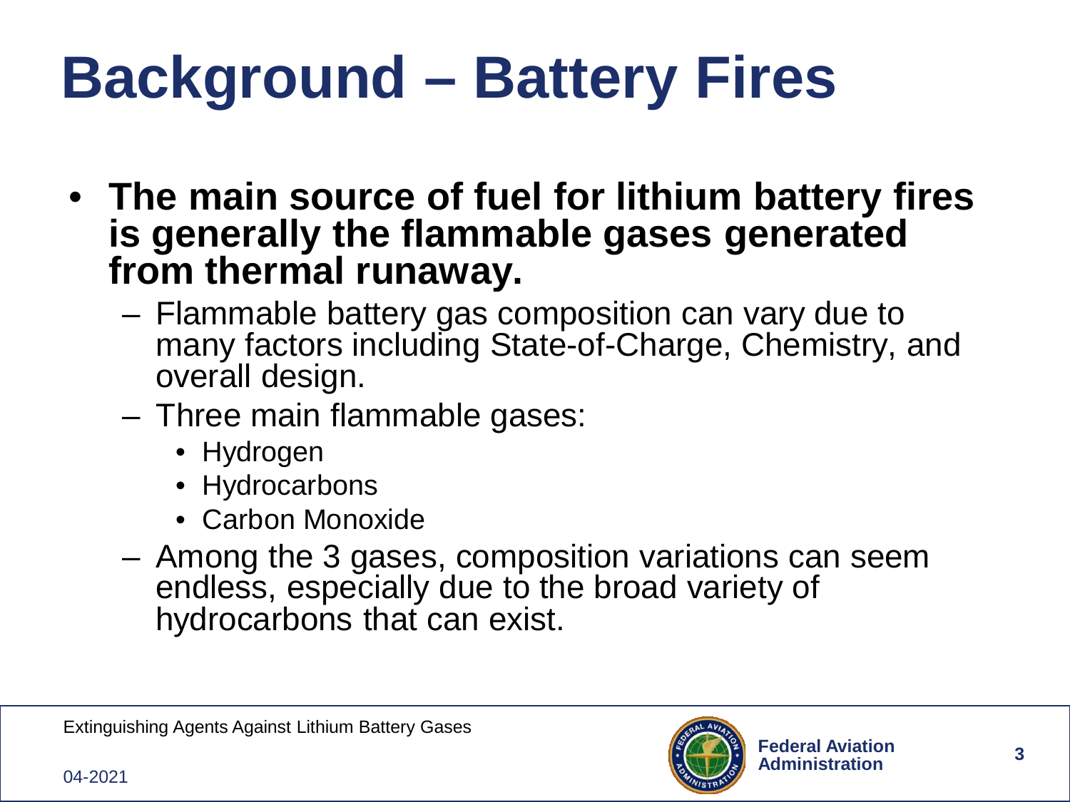# Background – Battery Fires

- **The main source of fuel for lithium battery fires is generally the flammable gases generated from thermal runaway.**
  - Flammable battery gas composition can vary due to many factors including State-of-Charge, Chemistry, and overall design.
  - Three main flammable gases:
    - Hydrogen
    - Hydrocarbons
    - Carbon Monoxide
  - Among the 3 gases, composition variations can seem endless, especially due to the broad variety of hydrocarbons that can exist.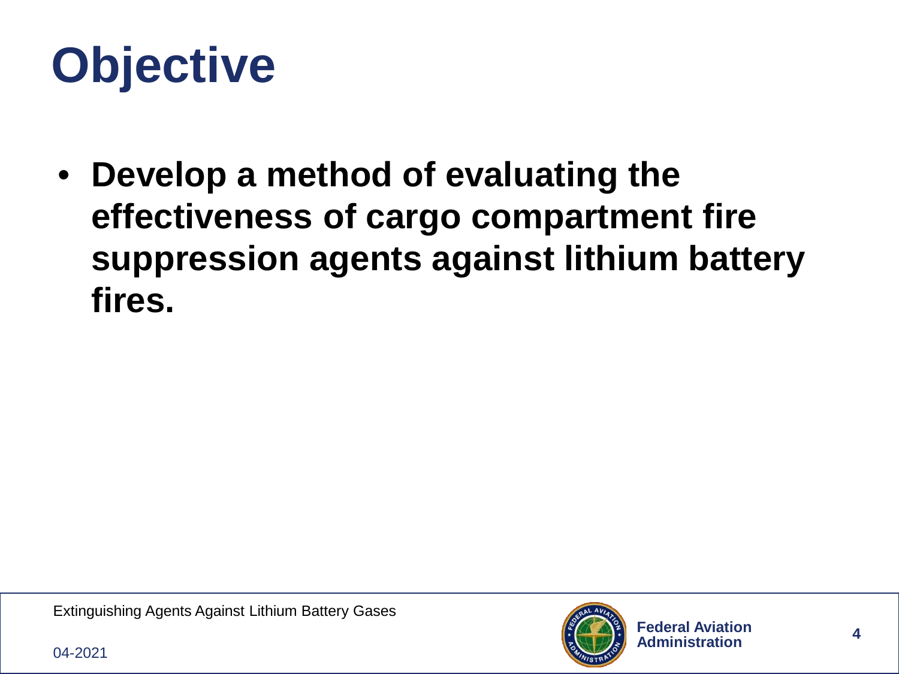# Objective

- **Develop a method of evaluating the effectiveness of cargo compartment fire suppression agents against lithium battery fires.**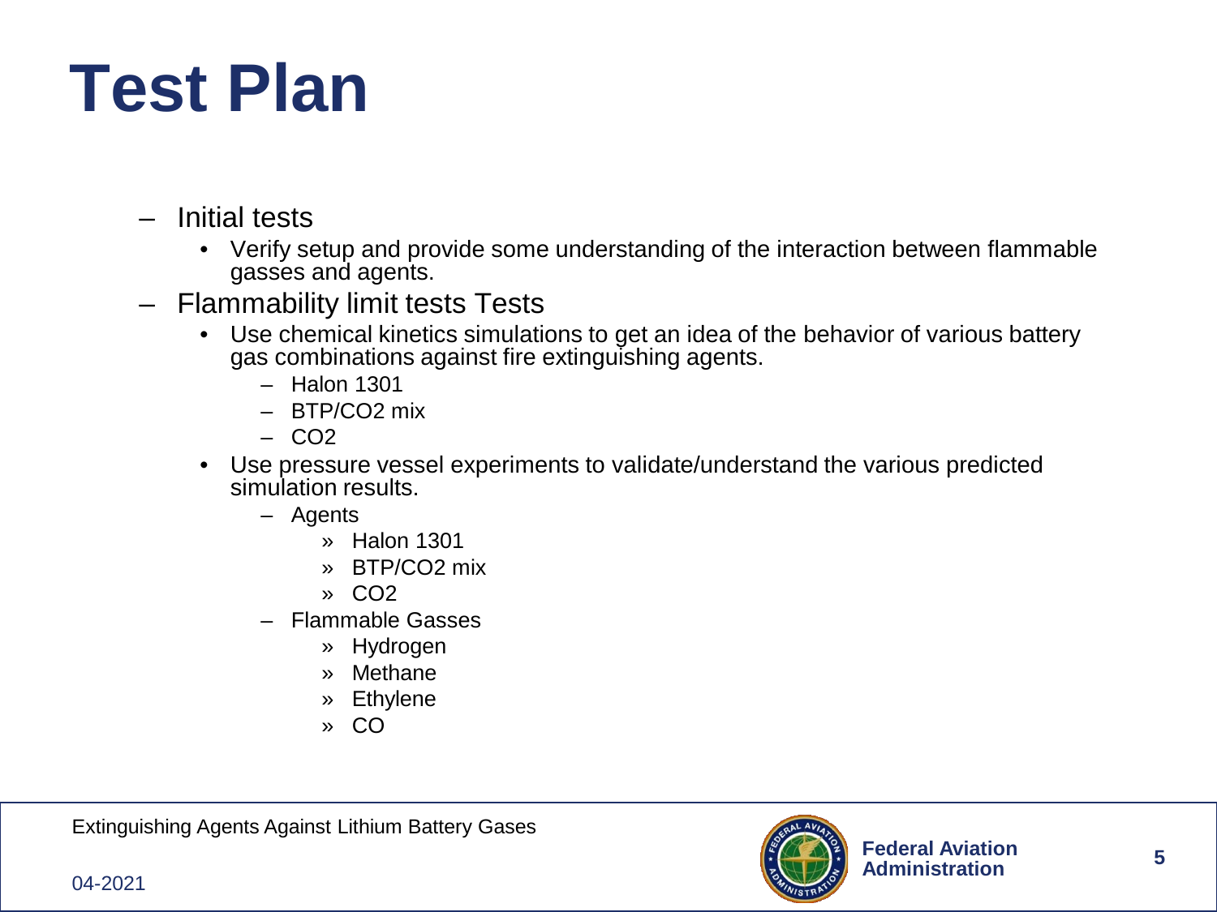# Test Plan

- Initial tests
  - Verify setup and provide some understanding of the interaction between flammable gasses and agents.
- Flammability limit tests Tests
  - Use chemical kinetics simulations to get an idea of the behavior of various battery gas combinations against fire extinguishing agents.
    - Halon 1301
    - BTP/$CO_2$ mix
    - $CO_2$
  - Use pressure vessel experiments to validate/understand the various predicted simulation results.
    - Agents
      - Halon 1301
      - BTP/$CO_2$ mix
      - $CO_2$
    - Flammable Gasses
      - Hydrogen
      - Methane
      - Ethylene
      - CO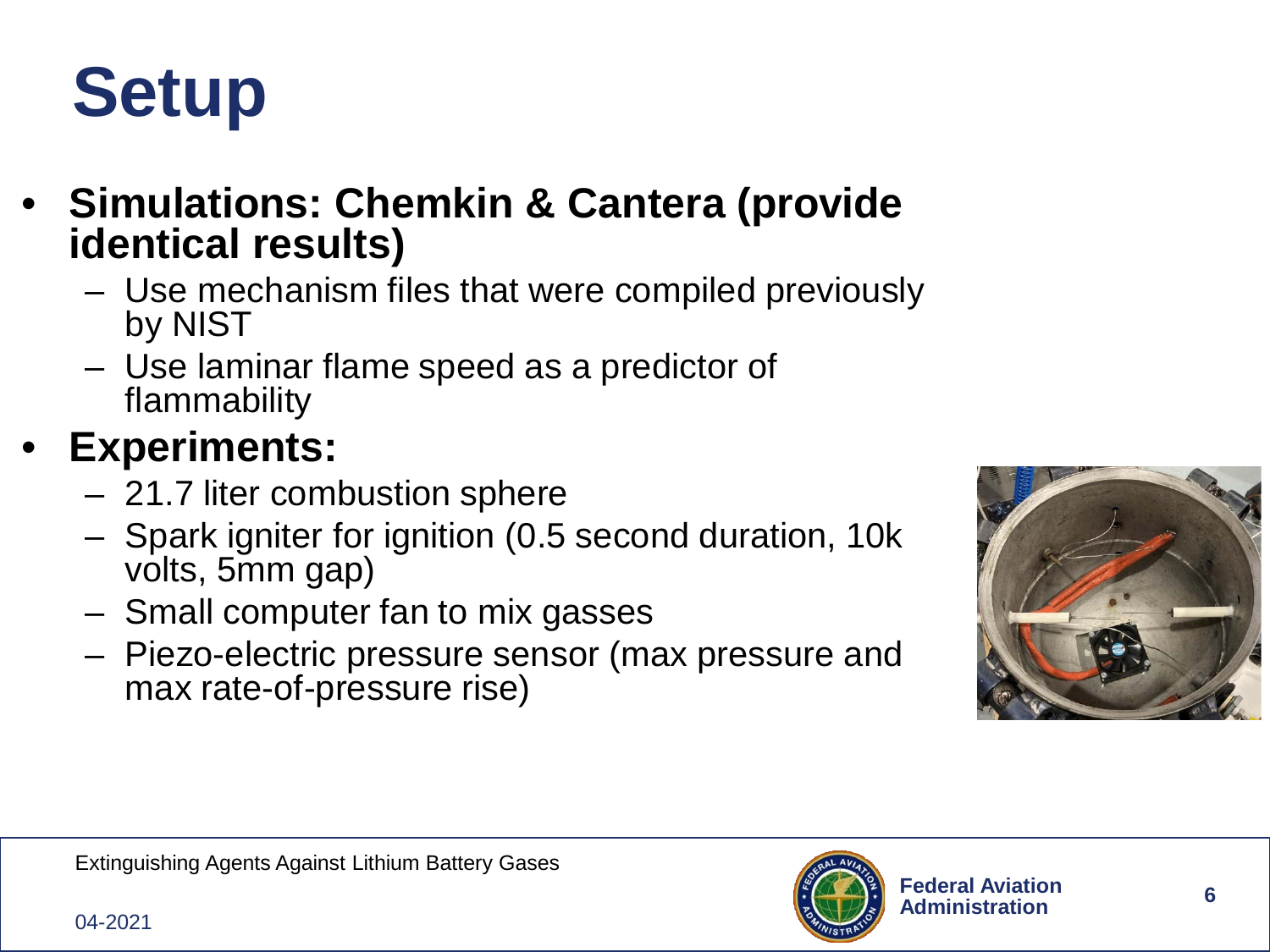# Setup

- **Simulations: Chemkin & Cantera (provide identical results)**
  - Use mechanism files that were compiled previously by NIST
  - Use laminar flame speed as a predictor of flammability
- **Experiments:**
  - 21.7 liter combustion sphere
  - Spark igniter for ignition (0.5 second duration, 10k volts, 5mm gap)
  - Small computer fan to mix gasses
  - Piezo-electric pressure sensor (max pressure and max rate-of-pressure rise)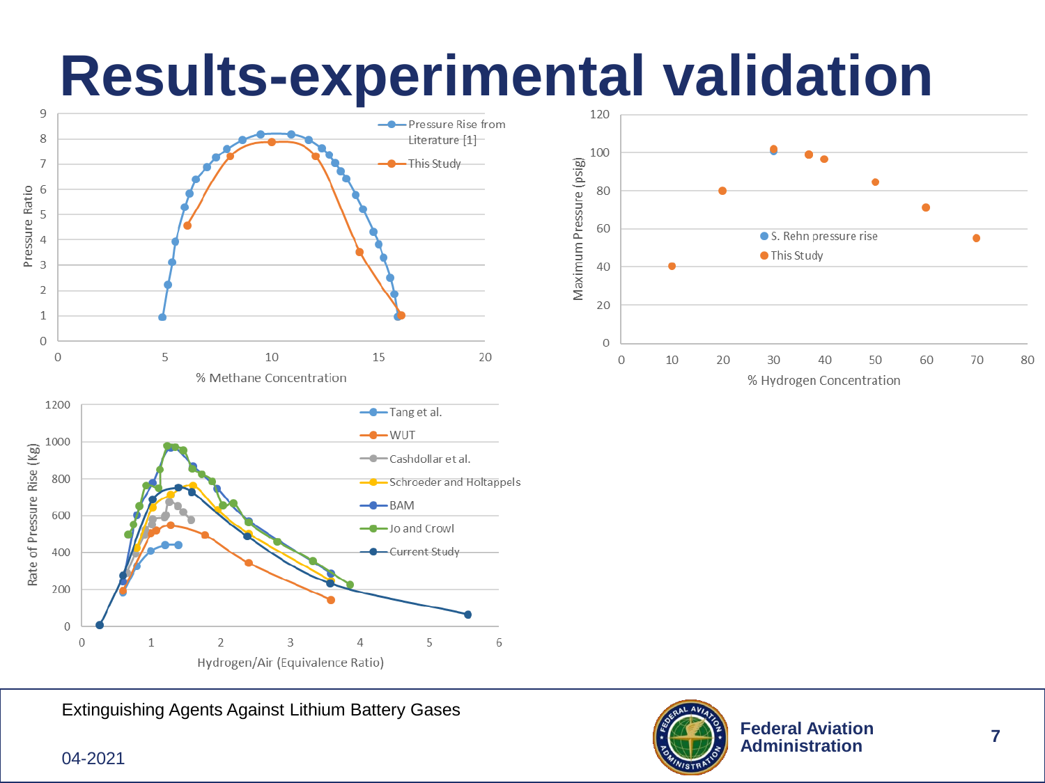# Results-experimental validation

Pressure Ratio

% Methane Concentration

- Pressure Rise from Literature [1]
- This Study

Maximum Pressure (psig)

% Hydrogen Concentration

- S. Rehn pressure rise
- This Study

Rate of Pressure Rise (Kg)

Hydrogen/Air (Equivalence Ratio)

- Tang et al.
- WUT
- Cashdollar et al.
- Schroeder and Holtappels
- BAM
- Jo and Crowl
- Current Study

Extinguishing Agents Against Lithium Battery Gases

04-2021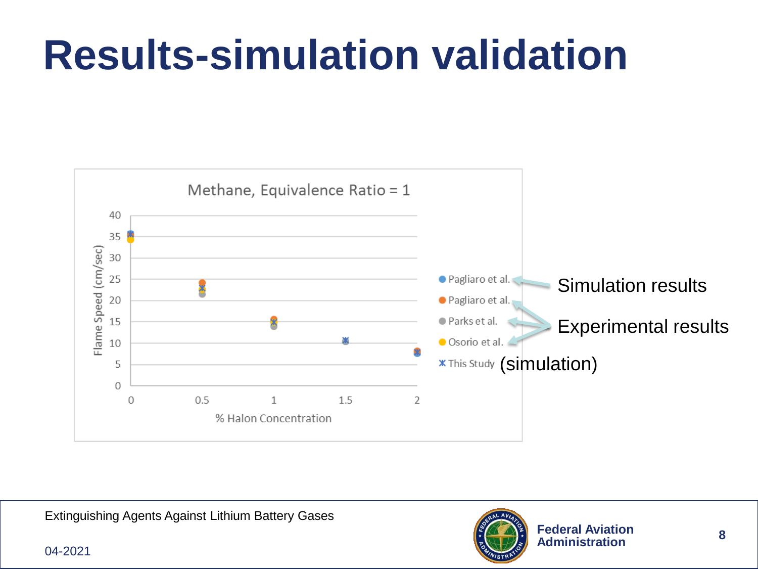# Results-simulation validation

Methane, Equivalence Ratio = 1

Flame Speed (cm/sec)

% Halon Concentration

- Pagliaro et al. — Simulation results
- Pagliaro et al. — Experimental results
- Parks et al. — Experimental results
- Osorio et al. — Experimental results
- This Study (simulation)

Extinguishing Agents Against Lithium Battery Gases

04-2021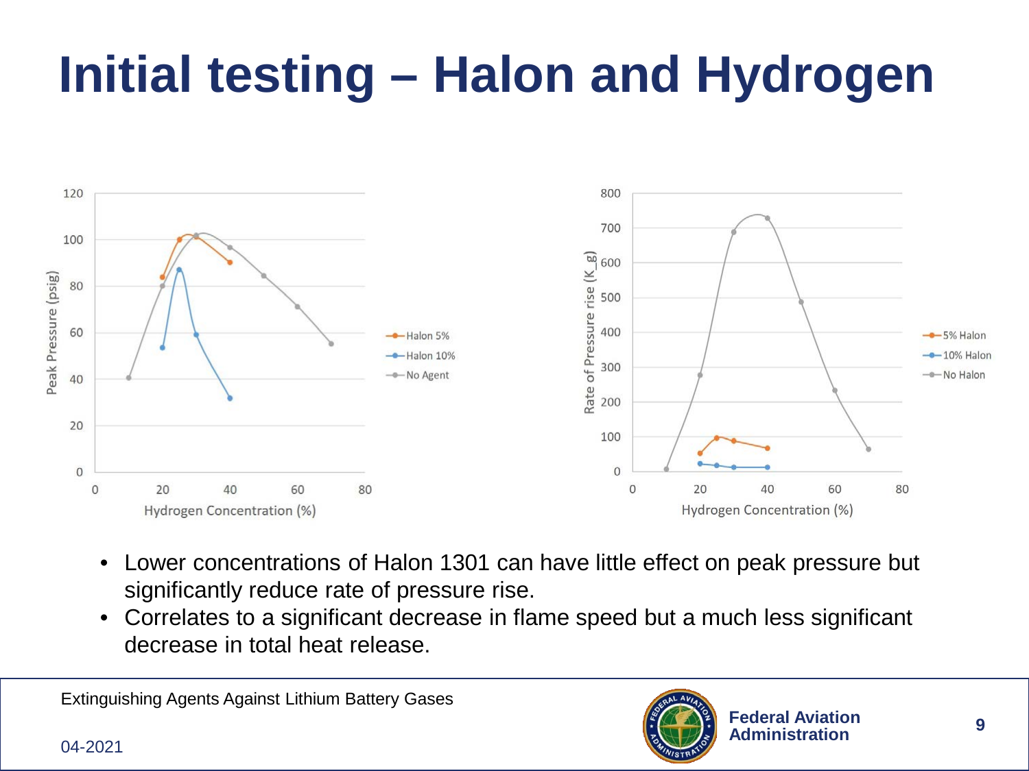# Initial testing – Halon and Hydrogen

- Lower concentrations of Halon 1301 can have little effect on peak pressure but significantly reduce rate of pressure rise.
- Correlates to a significant decrease in flame speed but a much less significant decrease in total heat release.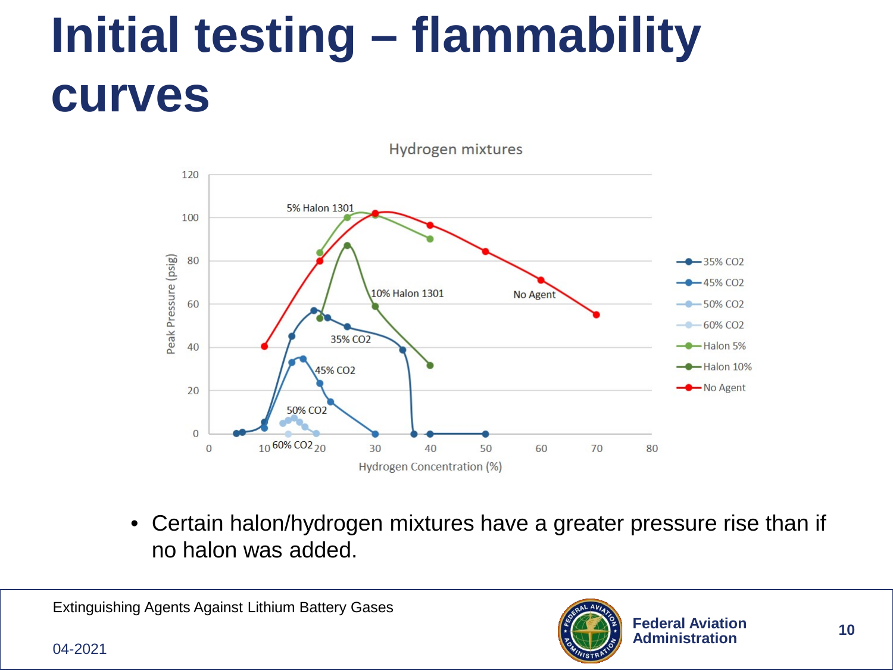# Initial testing – flammability curves

- Certain halon/hydrogen mixtures have a greater pressure rise than if no halon was added.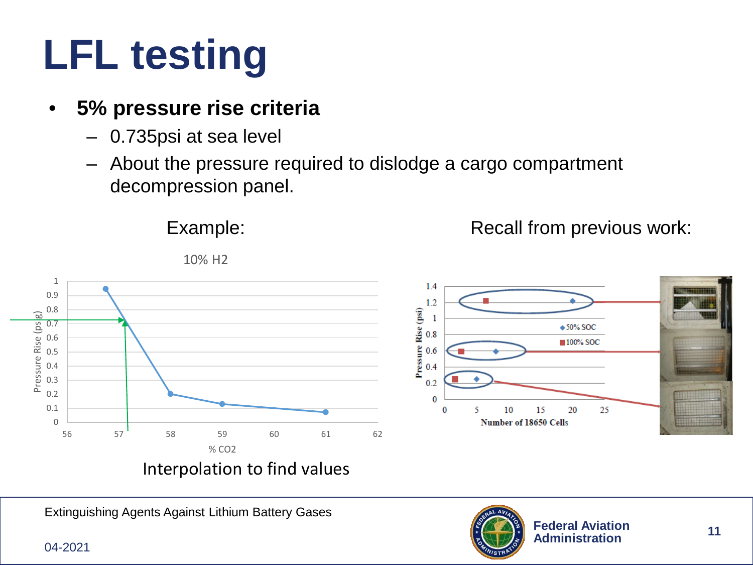# LFL testing

- **5% pressure rise criteria**
  - 0.735psi at sea level
  - About the pressure required to dislodge a cargo compartment decompression panel.

Example:

10% H2

Interpolation to find values

Recall from previous work: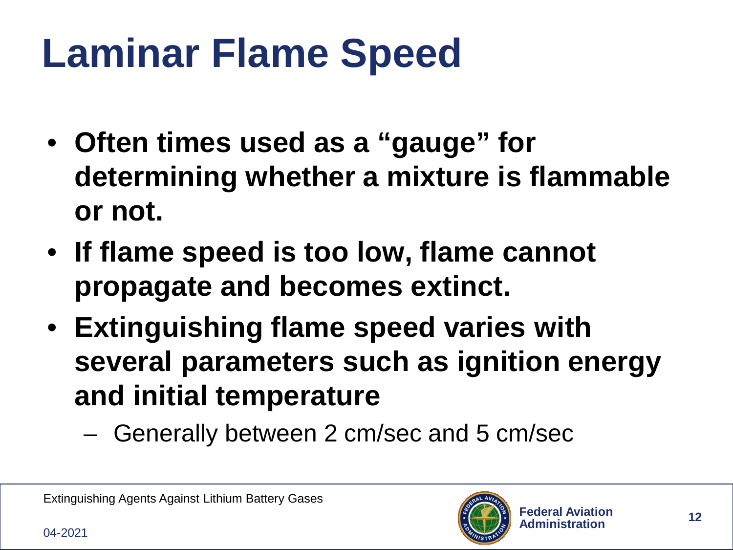# Laminar Flame Speed

- **Often times used as a "gauge" for determining whether a mixture is flammable or not.**
- **If flame speed is too low, flame cannot propagate and becomes extinct.**
- **Extinguishing flame speed varies with several parameters such as ignition energy and initial temperature**
  - Generally between 2 cm/sec and 5 cm/sec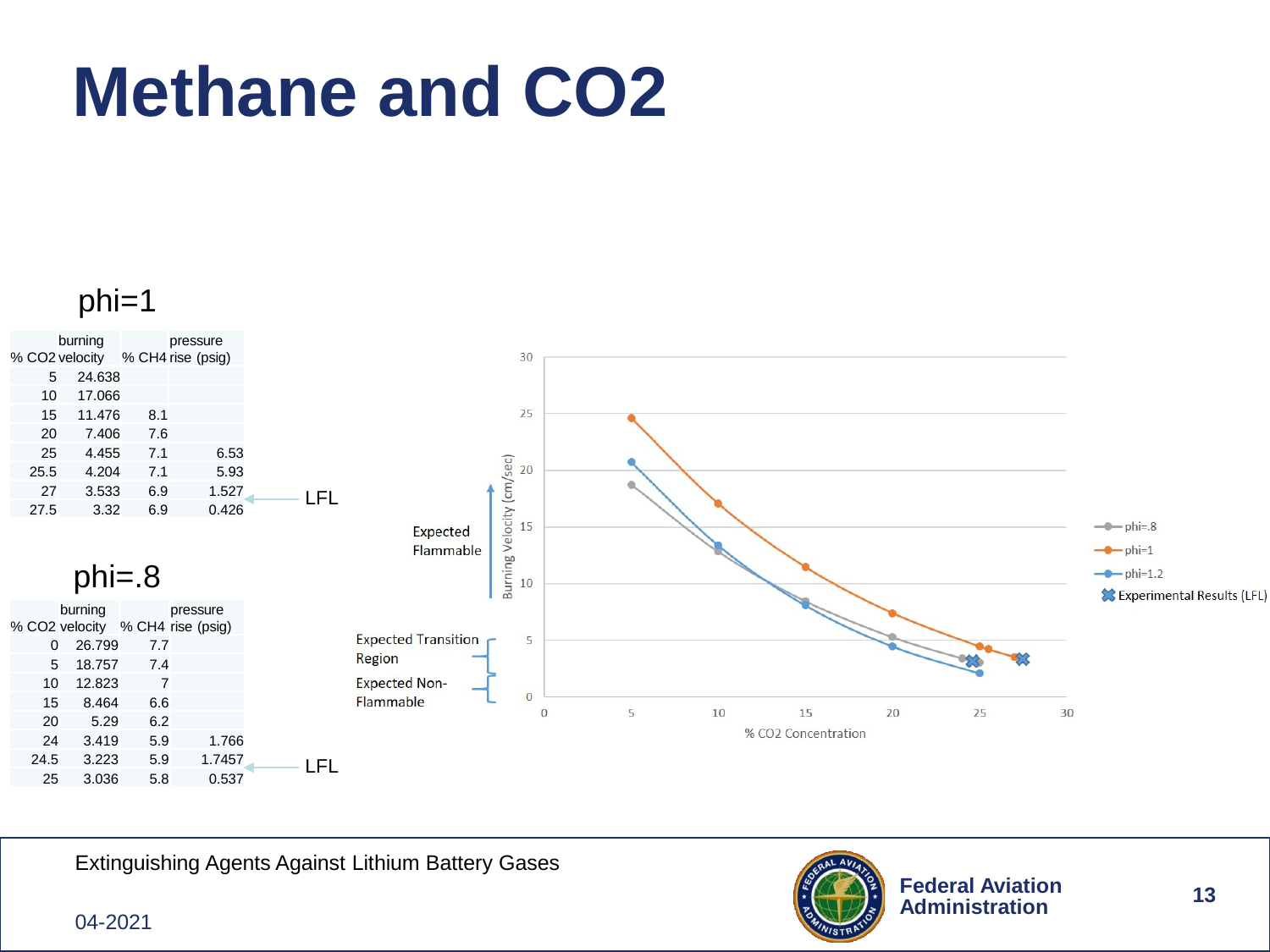# Methane and $CO_2$

phi=1

| % CO2 | burning velocity | % CH4 | pressure rise (psig) |
|---|---|---|---|
| 5 | 24.638 | | |
| 10 | 17.066 | | |
| 15 | 11.476 | 8.1 | |
| 20 | 7.406 | 7.6 | |
| 25 | 4.455 | 7.1 | 6.53 |
| 25.5 | 4.204 | 7.1 | 5.93 |
| 27 | 3.533 | 6.9 | 1.527 |
| 27.5 | 3.32 | 6.9 | 0.426 |

LFL

phi=.8

| % CO2 | burning velocity | % CH4 | pressure rise (psig) |
|---|---|---|---|
| 0 | 26.799 | 7.7 | |
| 5 | 18.757 | 7.4 | |
| 10 | 12.823 | 7 | |
| 15 | 8.464 | 6.6 | |
| 20 | 5.29 | 6.2 | |
| 24 | 3.419 | 5.9 | 1.766 |
| 24.5 | 3.223 | 5.9 | 1.7457 |
| 25 | 3.036 | 5.8 | 0.537 |

LFL

Expected Flammable

Expected Transition Region

Expected Non-Flammable

Burning Velocity (cm/sec)

% CO2 Concentration

phi=.8

phi=1

phi=1.2

Experimental Results (LFL)

Extinguishing Agents Against Lithium Battery Gases

04-2021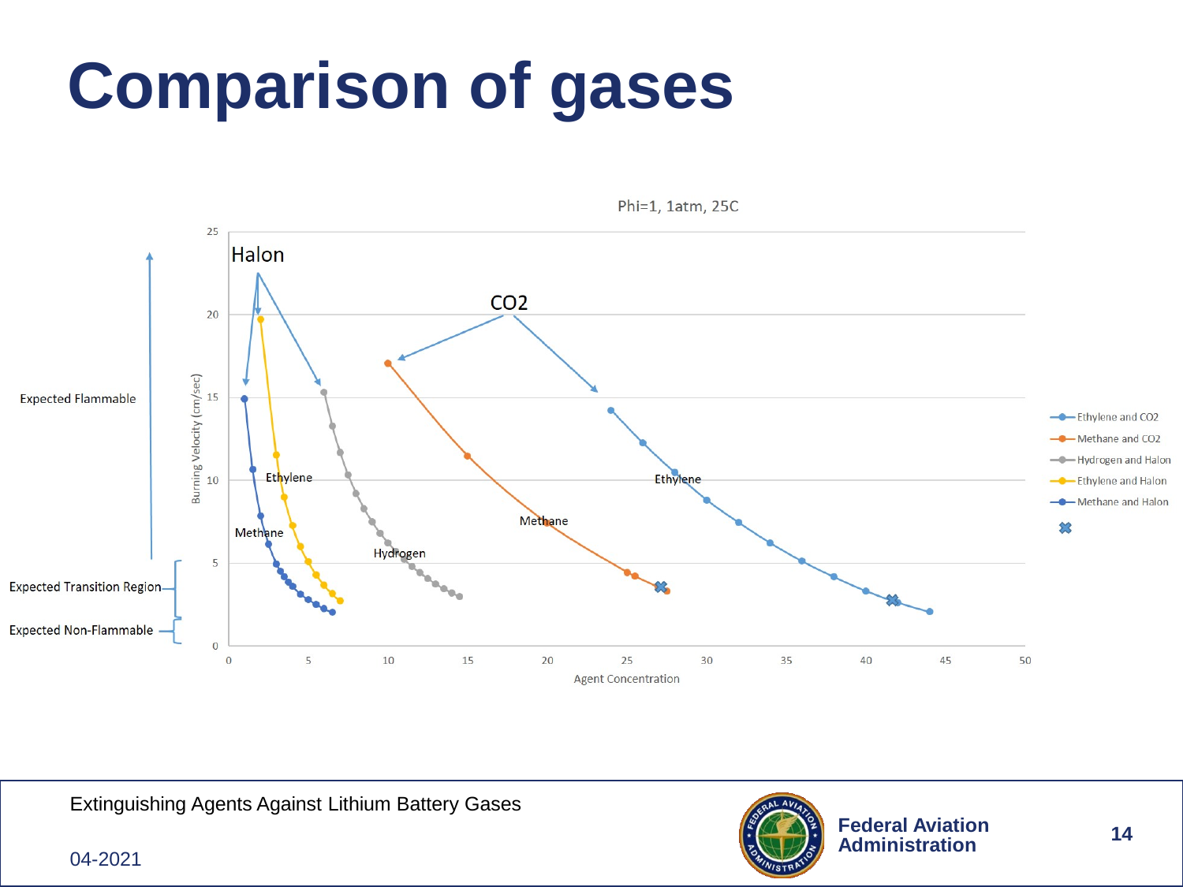# Comparison of gases

Phi=1, 1atm, 25C

Expected Flammable

Expected Transition Region

Expected Non-Flammable

Halon

$CO_2$

Burning Velocity (cm/sec)

Agent Concentration

Ethylene

Methane

Hydrogen

Ethylene

Methane

- Ethylene and CO2
- Methane and CO2
- Hydrogen and Halon
- Ethylene and Halon
- Methane and Halon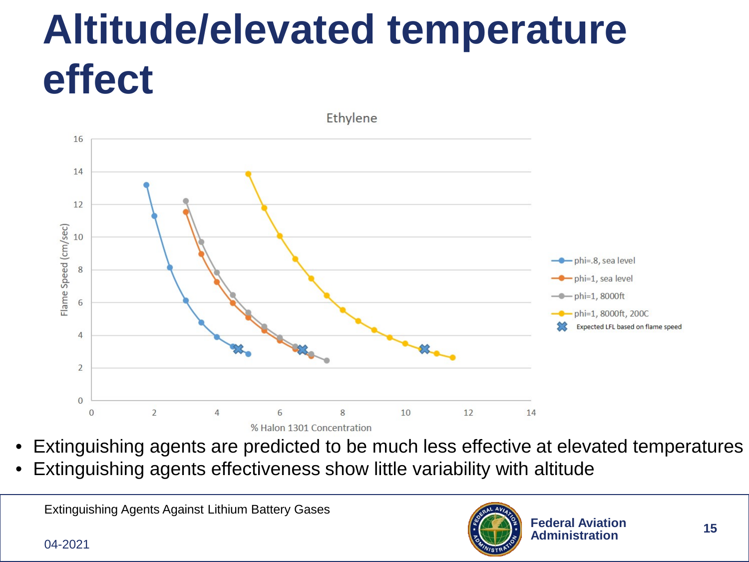# Altitude/elevated temperature effect

Ethylene

- Extinguishing agents are predicted to be much less effective at elevated temperatures
- Extinguishing agents effectiveness show little variability with altitude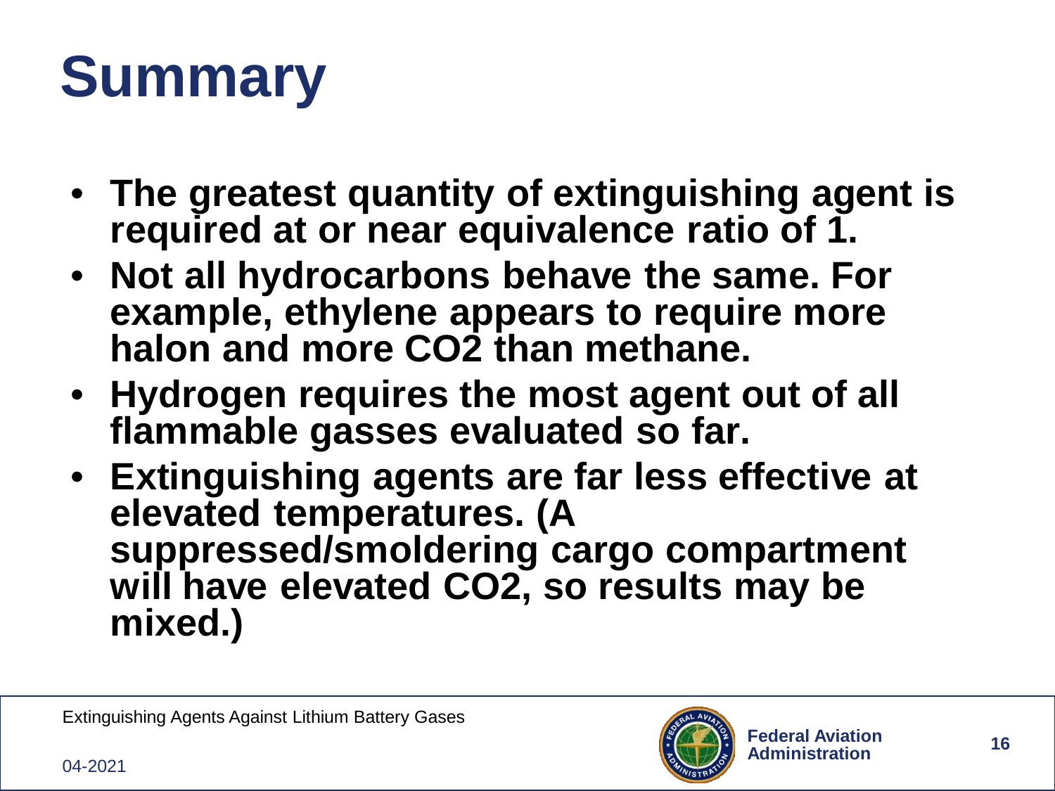# Summary

- **The greatest quantity of extinguishing agent is required at or near equivalence ratio of 1.**
- **Not all hydrocarbons behave the same. For example, ethylene appears to require more halon and more $CO_2$ than methane.**
- **Hydrogen requires the most agent out of all flammable gasses evaluated so far.**
- **Extinguishing agents are far less effective at elevated temperatures. (A suppressed/smoldering cargo compartment will have elevated $CO_2$, so results may be mixed.)**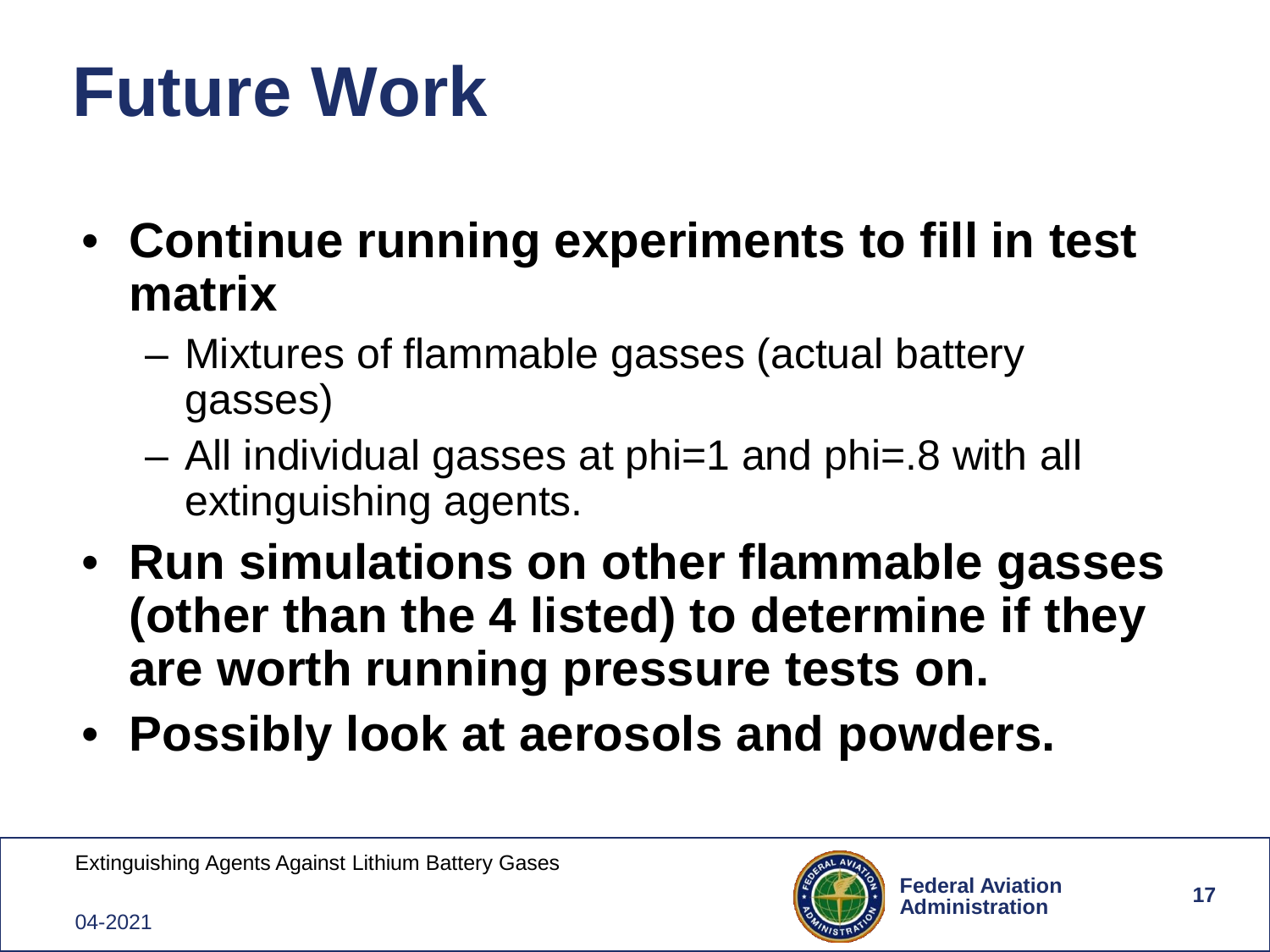# Future Work

- **Continue running experiments to fill in test matrix**
  - Mixtures of flammable gasses (actual battery gasses)
  - All individual gasses at phi=1 and phi=.8 with all extinguishing agents.
- **Run simulations on other flammable gasses (other than the 4 listed) to determine if they are worth running pressure tests on.**
- **Possibly look at aerosols and powders.**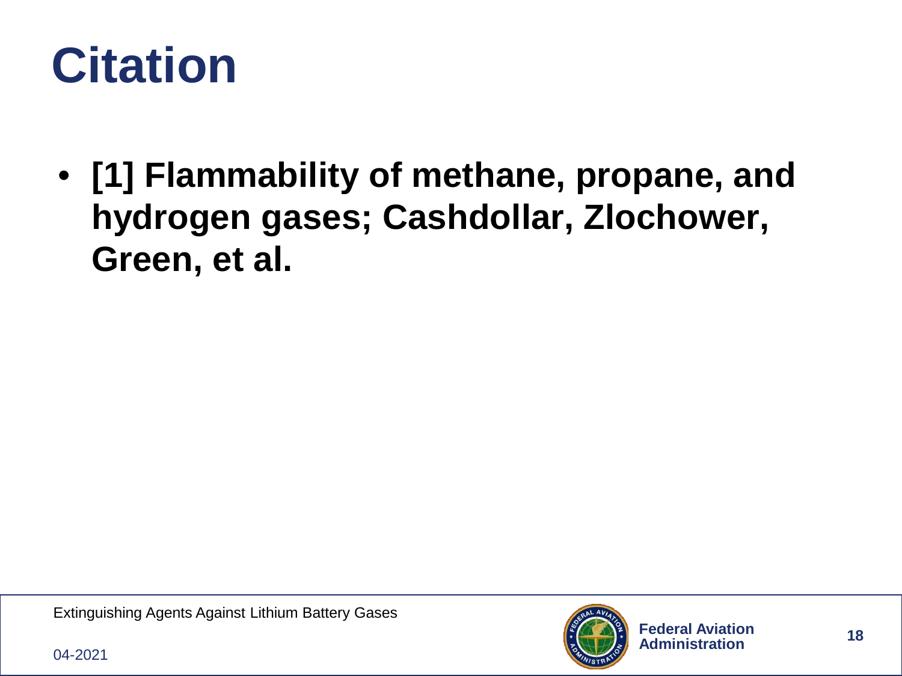# Citation

- **[1] Flammability of methane, propane, and hydrogen gases; Cashdollar, Zlochower, Green, et al.**